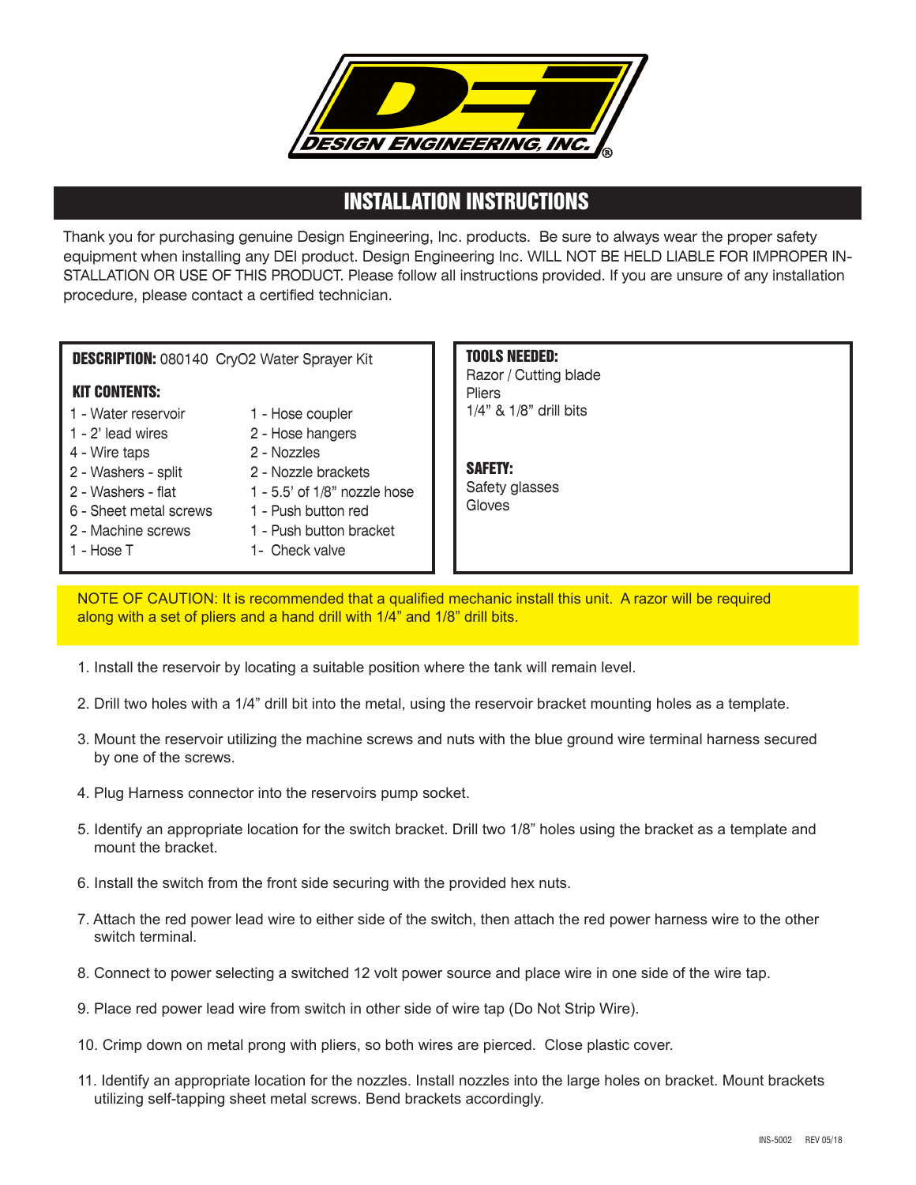DESIGN ENGINEERING, INC.®

## INSTALLATION INSTRUCTIONS

Thank you for purchasing genuine Design Engineering, Inc. products. Be sure to always wear the proper safety equipment when installing any DEI product. Design Engineering Inc. WILL NOT BE HELD LIABLE FOR IMPROPER INSTALLATION OR USE OF THIS PRODUCT. Please follow all instructions provided. If you are unsure of any installation procedure, please contact a certified technician.

**DESCRIPTION:** 080140 CryO2 Water Sprayer Kit

**KIT CONTENTS:**

- 1 - Water reservoir
- 1 - 2' lead wires
- 4 - Wire taps
- 2 - Washers - split
- 2 - Washers - flat
- 6 - Sheet metal screws
- 2 - Machine screws
- 1 - Hose T
- 1 - Hose coupler
- 2 - Hose hangers
- 2 - Nozzles
- 2 - Nozzle brackets
- 1 - 5.5' of 1/8" nozzle hose
- 1 - Push button red
- 1 - Push button bracket
- 1- Check valve

**TOOLS NEEDED:**

Razor / Cutting blade
Pliers
1/4" & 1/8" drill bits

**SAFETY:**

Safety glasses
Gloves

NOTE OF CAUTION: It is recommended that a qualified mechanic install this unit. A razor will be required along with a set of pliers and a hand drill with 1/4" and 1/8" drill bits.

1. Install the reservoir by locating a suitable position where the tank will remain level.
2. Drill two holes with a 1/4" drill bit into the metal, using the reservoir bracket mounting holes as a template.
3. Mount the reservoir utilizing the machine screws and nuts with the blue ground wire terminal harness secured by one of the screws.
4. Plug Harness connector into the reservoirs pump socket.
5. Identify an appropriate location for the switch bracket. Drill two 1/8" holes using the bracket as a template and mount the bracket.
6. Install the switch from the front side securing with the provided hex nuts.
7. Attach the red power lead wire to either side of the switch, then attach the red power harness wire to the other switch terminal.
8. Connect to power selecting a switched 12 volt power source and place wire in one side of the wire tap.
9. Place red power lead wire from switch in other side of wire tap (Do Not Strip Wire).
10. Crimp down on metal prong with pliers, so both wires are pierced. Close plastic cover.
11. Identify an appropriate location for the nozzles. Install nozzles into the large holes on bracket. Mount brackets utilizing self-tapping sheet metal screws. Bend brackets accordingly.

INS-5002 REV 05/18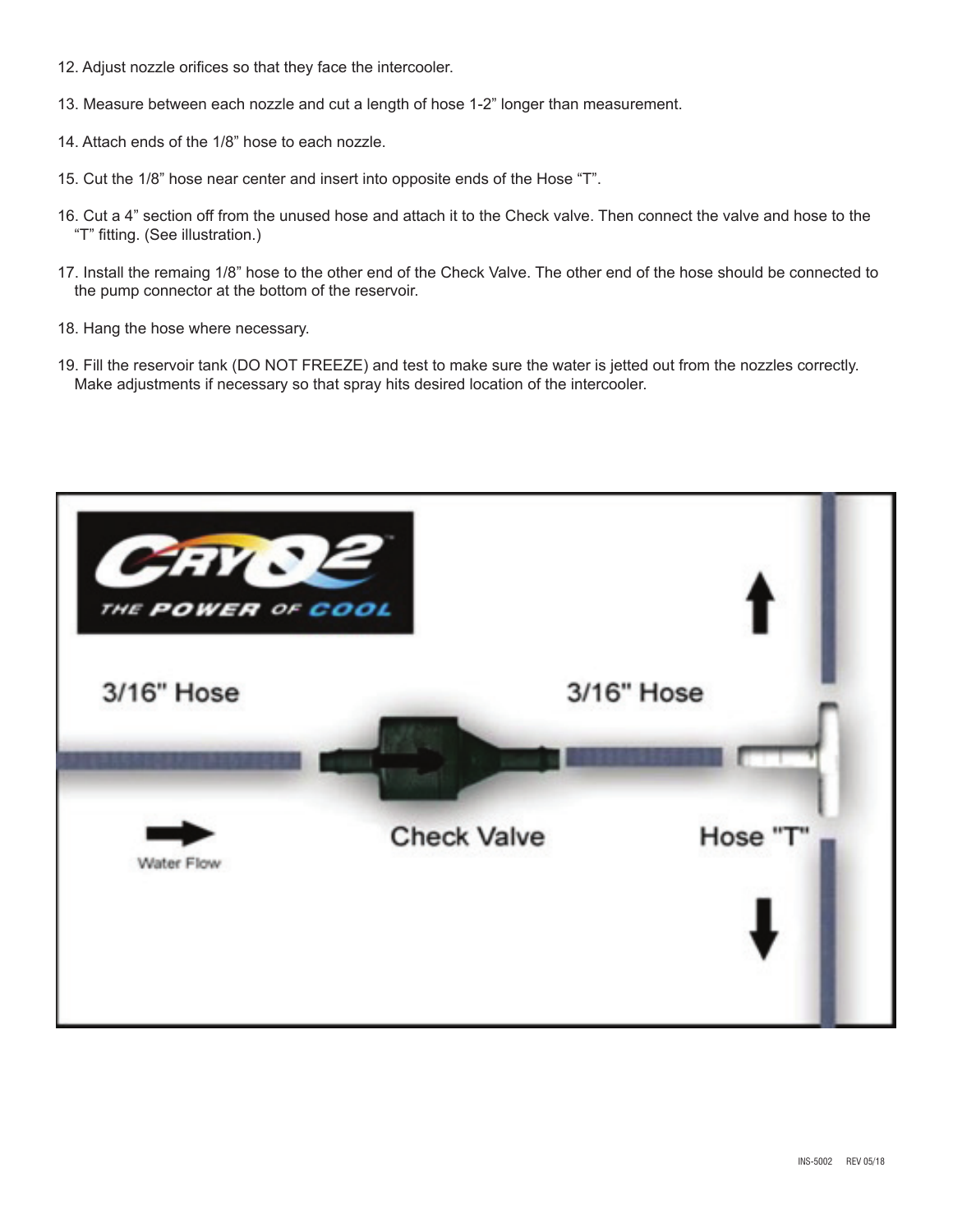12. Adjust nozzle orifices so that they face the intercooler.

13. Measure between each nozzle and cut a length of hose 1-2” longer than measurement.

14. Attach ends of the 1/8” hose to each nozzle.

15. Cut the 1/8” hose near center and insert into opposite ends of the Hose “T”.

16. Cut a 4” section off from the unused hose and attach it to the Check valve. Then connect the valve and hose to the “T” fitting. (See illustration.)

17. Install the remaing 1/8” hose to the other end of the Check Valve. The other end of the hose should be connected to the pump connector at the bottom of the reservoir.

18. Hang the hose where necessary.

19. Fill the reservoir tank (DO NOT FREEZE) and test to make sure the water is jetted out from the nozzles correctly. Make adjustments if necessary so that spray hits desired location of the intercooler.

CRYO2
THE POWER OF COOL

3/16" Hose

3/16" Hose

Check Valve

Hose "T"

Water Flow

INS-5002 REV 05/18